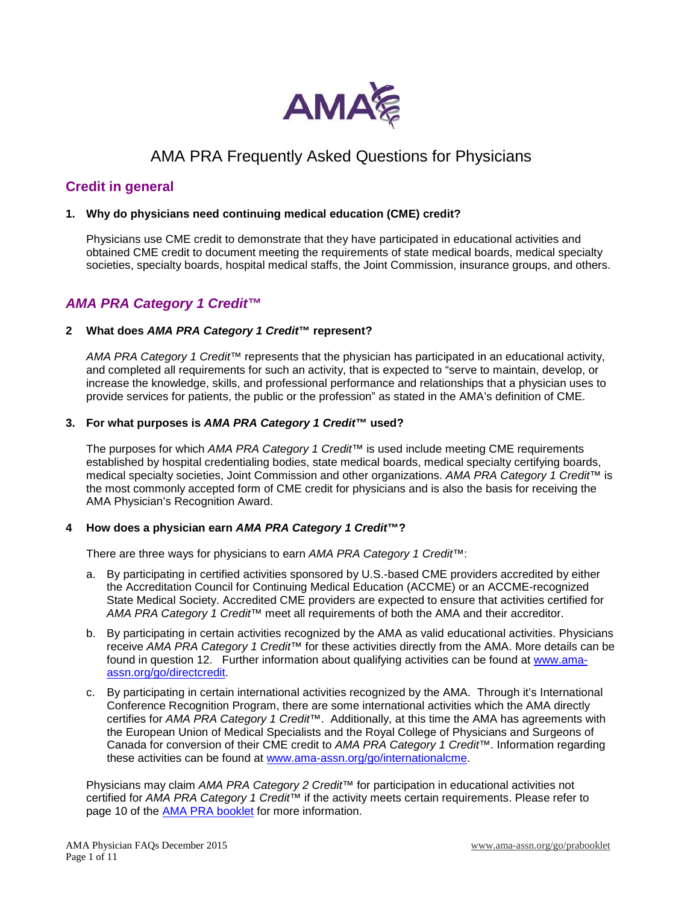# AMA PRA Frequently Asked Questions for Physicians

## Credit in general

**1. Why do physicians need continuing medical education (CME) credit?**

Physicians use CME credit to demonstrate that they have participated in educational activities and obtained CME credit to document meeting the requirements of state medical boards, medical specialty societies, specialty boards, hospital medical staffs, the Joint Commission, insurance groups, and others.

## *AMA PRA Category 1 Credit™*

**2 What does *AMA PRA Category 1 Credit™* represent?**

*AMA PRA Category 1 Credit™* represents that the physician has participated in an educational activity, and completed all requirements for such an activity, that is expected to "serve to maintain, develop, or increase the knowledge, skills, and professional performance and relationships that a physician uses to provide services for patients, the public or the profession" as stated in the AMA's definition of CME.

**3. For what purposes is *AMA PRA Category 1 Credit™* used?**

The purposes for which *AMA PRA Category 1 Credit™* is used include meeting CME requirements established by hospital credentialing bodies, state medical boards, medical specialty certifying boards, medical specialty societies, Joint Commission and other organizations. *AMA PRA Category 1 Credit™* is the most commonly accepted form of CME credit for physicians and is also the basis for receiving the AMA Physician's Recognition Award.

**4 How does a physician earn *AMA PRA Category 1 Credit™*?**

There are three ways for physicians to earn *AMA PRA Category 1 Credit™*:

a. By participating in certified activities sponsored by U.S.-based CME providers accredited by either the Accreditation Council for Continuing Medical Education (ACCME) or an ACCME-recognized State Medical Society. Accredited CME providers are expected to ensure that activities certified for *AMA PRA Category 1 Credit™* meet all requirements of both the AMA and their accreditor.

b. By participating in certain activities recognized by the AMA as valid educational activities. Physicians receive *AMA PRA Category 1 Credit™* for these activities directly from the AMA. More details can be found in question 12. Further information about qualifying activities can be found at [www.ama-assn.org/go/directcredit](www.ama-assn.org/go/directcredit).

c. By participating in certain international activities recognized by the AMA. Through it's International Conference Recognition Program, there are some international activities which the AMA directly certifies for *AMA PRA Category 1 Credit™*. Additionally, at this time the AMA has agreements with the European Union of Medical Specialists and the Royal College of Physicians and Surgeons of Canada for conversion of their CME credit to *AMA PRA Category 1 Credit™*. Information regarding these activities can be found at [www.ama-assn.org/go/internationalcme](www.ama-assn.org/go/internationalcme).

Physicians may claim *AMA PRA Category 2 Credit™* for participation in educational activities not certified for *AMA PRA Category 1 Credit™* if the activity meets certain requirements. Please refer to page 10 of the [AMA PRA booklet](www.ama-assn.org/go/prabooklet) for more information.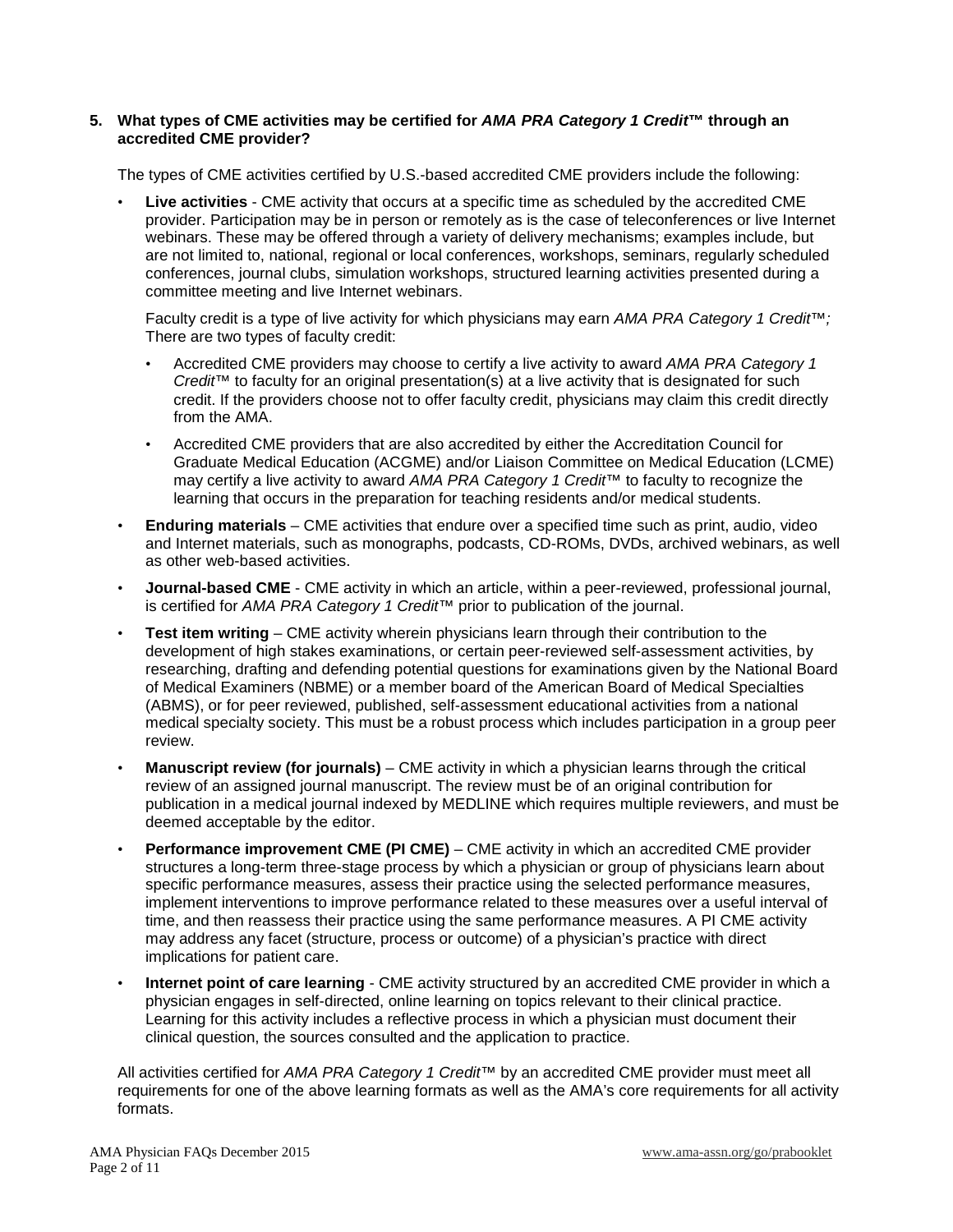**5. What types of CME activities may be certified for *AMA PRA Category 1 Credit*™ through an accredited CME provider?**

The types of CME activities certified by U.S.-based accredited CME providers include the following:

- **Live activities** - CME activity that occurs at a specific time as scheduled by the accredited CME provider. Participation may be in person or remotely as is the case of teleconferences or live Internet webinars. These may be offered through a variety of delivery mechanisms; examples include, but are not limited to, national, regional or local conferences, workshops, seminars, regularly scheduled conferences, journal clubs, simulation workshops, structured learning activities presented during a committee meeting and live Internet webinars.

  Faculty credit is a type of live activity for which physicians may earn *AMA PRA Category 1 Credit™;* There are two types of faculty credit:

  - Accredited CME providers may choose to certify a live activity to award *AMA PRA Category 1 Credit*™ to faculty for an original presentation(s) at a live activity that is designated for such credit. If the providers choose not to offer faculty credit, physicians may claim this credit directly from the AMA.
  - Accredited CME providers that are also accredited by either the Accreditation Council for Graduate Medical Education (ACGME) and/or Liaison Committee on Medical Education (LCME) may certify a live activity to award *AMA PRA Category 1 Credit*™ to faculty to recognize the learning that occurs in the preparation for teaching residents and/or medical students.

- **Enduring materials** – CME activities that endure over a specified time such as print, audio, video and Internet materials, such as monographs, podcasts, CD-ROMs, DVDs, archived webinars, as well as other web-based activities.
- **Journal-based CME** - CME activity in which an article, within a peer-reviewed, professional journal, is certified for *AMA PRA Category 1 Credit*™ prior to publication of the journal.
- **Test item writing** – CME activity wherein physicians learn through their contribution to the development of high stakes examinations, or certain peer-reviewed self-assessment activities, by researching, drafting and defending potential questions for examinations given by the National Board of Medical Examiners (NBME) or a member board of the American Board of Medical Specialties (ABMS), or for peer reviewed, published, self-assessment educational activities from a national medical specialty society. This must be a robust process which includes participation in a group peer review.
- **Manuscript review (for journals)** – CME activity in which a physician learns through the critical review of an assigned journal manuscript. The review must be of an original contribution for publication in a medical journal indexed by MEDLINE which requires multiple reviewers, and must be deemed acceptable by the editor.
- **Performance improvement CME (PI CME)** – CME activity in which an accredited CME provider structures a long-term three-stage process by which a physician or group of physicians learn about specific performance measures, assess their practice using the selected performance measures, implement interventions to improve performance related to these measures over a useful interval of time, and then reassess their practice using the same performance measures. A PI CME activity may address any facet (structure, process or outcome) of a physician's practice with direct implications for patient care.
- **Internet point of care learning** - CME activity structured by an accredited CME provider in which a physician engages in self-directed, online learning on topics relevant to their clinical practice. Learning for this activity includes a reflective process in which a physician must document their clinical question, the sources consulted and the application to practice.

All activities certified for *AMA PRA Category 1 Credit*™ by an accredited CME provider must meet all requirements for one of the above learning formats as well as the AMA's core requirements for all activity formats.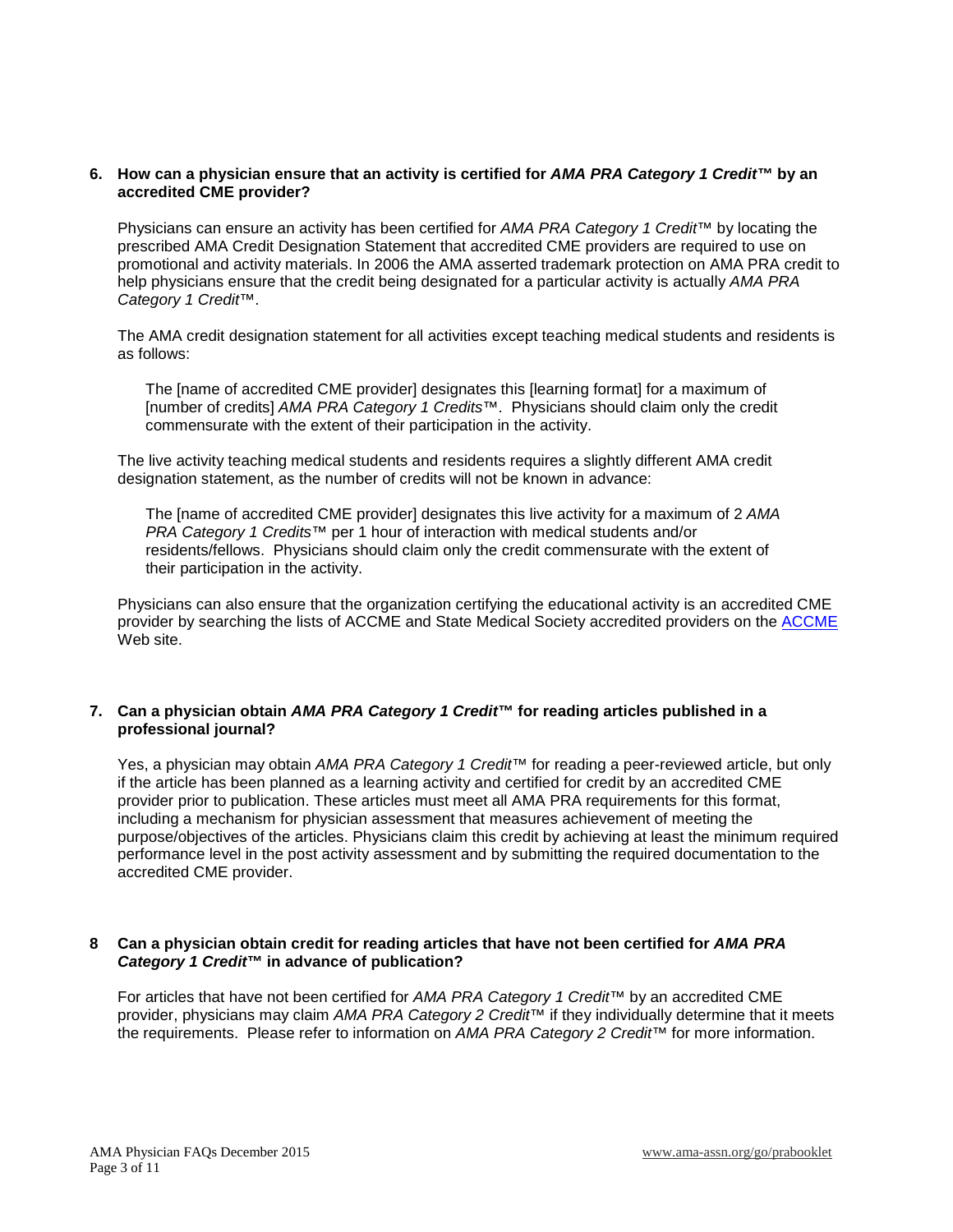**6. How can a physician ensure that an activity is certified for *AMA PRA Category 1 Credit™* by an accredited CME provider?**

Physicians can ensure an activity has been certified for *AMA PRA Category 1 Credit™* by locating the prescribed AMA Credit Designation Statement that accredited CME providers are required to use on promotional and activity materials. In 2006 the AMA asserted trademark protection on AMA PRA credit to help physicians ensure that the credit being designated for a particular activity is actually *AMA PRA Category 1 Credit™*.

The AMA credit designation statement for all activities except teaching medical students and residents is as follows:

> The [name of accredited CME provider] designates this [learning format] for a maximum of [number of credits] *AMA PRA Category 1 Credits™*. Physicians should claim only the credit commensurate with the extent of their participation in the activity.

The live activity teaching medical students and residents requires a slightly different AMA credit designation statement, as the number of credits will not be known in advance:

> The [name of accredited CME provider] designates this live activity for a maximum of 2 *AMA PRA Category 1 Credits™* per 1 hour of interaction with medical students and/or residents/fellows. Physicians should claim only the credit commensurate with the extent of their participation in the activity.

Physicians can also ensure that the organization certifying the educational activity is an accredited CME provider by searching the lists of ACCME and State Medical Society accredited providers on the ACCME Web site.

**7. Can a physician obtain *AMA PRA Category 1 Credit™* for reading articles published in a professional journal?**

Yes, a physician may obtain *AMA PRA Category 1 Credit™* for reading a peer-reviewed article, but only if the article has been planned as a learning activity and certified for credit by an accredited CME provider prior to publication. These articles must meet all AMA PRA requirements for this format, including a mechanism for physician assessment that measures achievement of meeting the purpose/objectives of the articles. Physicians claim this credit by achieving at least the minimum required performance level in the post activity assessment and by submitting the required documentation to the accredited CME provider.

**8 Can a physician obtain credit for reading articles that have not been certified for *AMA PRA Category 1 Credit™* in advance of publication?**

For articles that have not been certified for *AMA PRA Category 1 Credit™* by an accredited CME provider, physicians may claim *AMA PRA Category 2 Credit™* if they individually determine that it meets the requirements. Please refer to information on *AMA PRA Category 2 Credit™* for more information.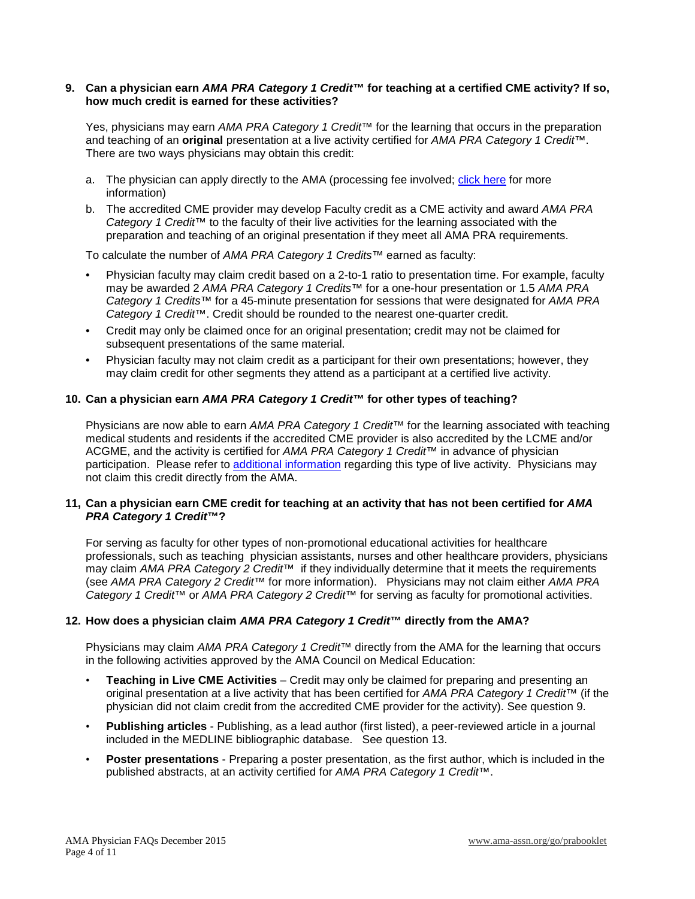**9. Can a physician earn *AMA PRA Category 1 Credit*™ for teaching at a certified CME activity? If so, how much credit is earned for these activities?**

Yes, physicians may earn *AMA PRA Category 1 Credit*™ for the learning that occurs in the preparation and teaching of an **original** presentation at a live activity certified for *AMA PRA Category 1 Credit*™. There are two ways physicians may obtain this credit:

a. The physician can apply directly to the AMA (processing fee involved; click here for more information)

b. The accredited CME provider may develop Faculty credit as a CME activity and award *AMA PRA Category 1 Credit*™ to the faculty of their live activities for the learning associated with the preparation and teaching of an original presentation if they meet all AMA PRA requirements.

To calculate the number of *AMA PRA Category 1 Credits*™ earned as faculty:

- Physician faculty may claim credit based on a 2-to-1 ratio to presentation time. For example, faculty may be awarded 2 *AMA PRA Category 1 Credits*™ for a one-hour presentation or 1.5 *AMA PRA Category 1 Credits*™ for a 45-minute presentation for sessions that were designated for *AMA PRA Category 1 Credit*™. Credit should be rounded to the nearest one-quarter credit.
- Credit may only be claimed once for an original presentation; credit may not be claimed for subsequent presentations of the same material.
- Physician faculty may not claim credit as a participant for their own presentations; however, they may claim credit for other segments they attend as a participant at a certified live activity.

**10. Can a physician earn *AMA PRA Category 1 Credit*™ for other types of teaching?**

Physicians are now able to earn *AMA PRA Category 1 Credit*™ for the learning associated with teaching medical students and residents if the accredited CME provider is also accredited by the LCME and/or ACGME, and the activity is certified for *AMA PRA Category 1 Credit*™ in advance of physician participation. Please refer to additional information regarding this type of live activity. Physicians may not claim this credit directly from the AMA.

**11, Can a physician earn CME credit for teaching at an activity that has not been certified for *AMA PRA Category 1 Credit*™?**

For serving as faculty for other types of non-promotional educational activities for healthcare professionals, such as teaching physician assistants, nurses and other healthcare providers, physicians may claim *AMA PRA Category 2 Credit*™ if they individually determine that it meets the requirements (see *AMA PRA Category 2 Credit*™ for more information). Physicians may not claim either *AMA PRA Category 1 Credit*™ or *AMA PRA Category 2 Credit*™ for serving as faculty for promotional activities.

**12. How does a physician claim *AMA PRA Category 1 Credit*™ directly from the AMA?**

Physicians may claim *AMA PRA Category 1 Credit*™ directly from the AMA for the learning that occurs in the following activities approved by the AMA Council on Medical Education:

- **Teaching in Live CME Activities** – Credit may only be claimed for preparing and presenting an original presentation at a live activity that has been certified for *AMA PRA Category 1 Credit*™ (if the physician did not claim credit from the accredited CME provider for the activity). See question 9.
- **Publishing articles** - Publishing, as a lead author (first listed), a peer-reviewed article in a journal included in the MEDLINE bibliographic database. See question 13.
- **Poster presentations** - Preparing a poster presentation, as the first author, which is included in the published abstracts, at an activity certified for *AMA PRA Category 1 Credit*™.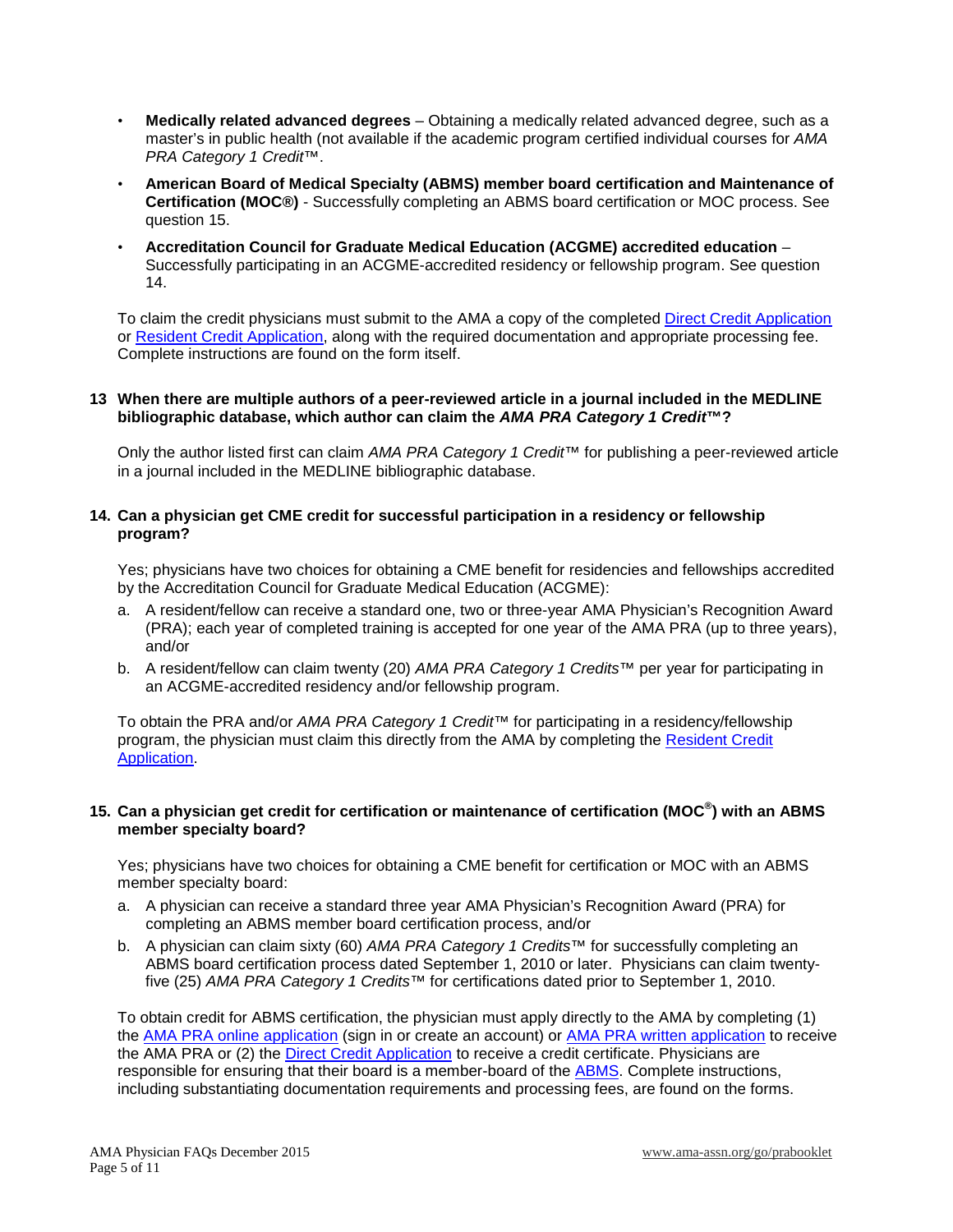- **Medically related advanced degrees** – Obtaining a medically related advanced degree, such as a master's in public health (not available if the academic program certified individual courses for *AMA PRA Category 1 Credit*™.
- **American Board of Medical Specialty (ABMS) member board certification and Maintenance of Certification (MOC®)** - Successfully completing an ABMS board certification or MOC process. See question 15.
- **Accreditation Council for Graduate Medical Education (ACGME) accredited education** – Successfully participating in an ACGME-accredited residency or fellowship program. See question 14.

To claim the credit physicians must submit to the AMA a copy of the completed Direct Credit Application or Resident Credit Application, along with the required documentation and appropriate processing fee. Complete instructions are found on the form itself.

**13 When there are multiple authors of a peer-reviewed article in a journal included in the MEDLINE bibliographic database, which author can claim the *AMA PRA Category 1 Credit*™?**

Only the author listed first can claim *AMA PRA Category 1 Credit*™ for publishing a peer-reviewed article in a journal included in the MEDLINE bibliographic database.

**14. Can a physician get CME credit for successful participation in a residency or fellowship program?**

Yes; physicians have two choices for obtaining a CME benefit for residencies and fellowships accredited by the Accreditation Council for Graduate Medical Education (ACGME):

a. A resident/fellow can receive a standard one, two or three-year AMA Physician's Recognition Award (PRA); each year of completed training is accepted for one year of the AMA PRA (up to three years), and/or
b. A resident/fellow can claim twenty (20) *AMA PRA Category 1 Credits*™ per year for participating in an ACGME-accredited residency and/or fellowship program.

To obtain the PRA and/or *AMA PRA Category 1 Credit*™ for participating in a residency/fellowship program, the physician must claim this directly from the AMA by completing the Resident Credit Application.

**15. Can a physician get credit for certification or maintenance of certification (MOC®) with an ABMS member specialty board?**

Yes; physicians have two choices for obtaining a CME benefit for certification or MOC with an ABMS member specialty board:

a. A physician can receive a standard three year AMA Physician's Recognition Award (PRA) for completing an ABMS member board certification process, and/or
b. A physician can claim sixty (60) *AMA PRA Category 1 Credits*™ for successfully completing an ABMS board certification process dated September 1, 2010 or later. Physicians can claim twenty-five (25) *AMA PRA Category 1 Credits*™ for certifications dated prior to September 1, 2010.

To obtain credit for ABMS certification, the physician must apply directly to the AMA by completing (1) the AMA PRA online application (sign in or create an account) or AMA PRA written application to receive the AMA PRA or (2) the Direct Credit Application to receive a credit certificate. Physicians are responsible for ensuring that their board is a member-board of the ABMS. Complete instructions, including substantiating documentation requirements and processing fees, are found on the forms.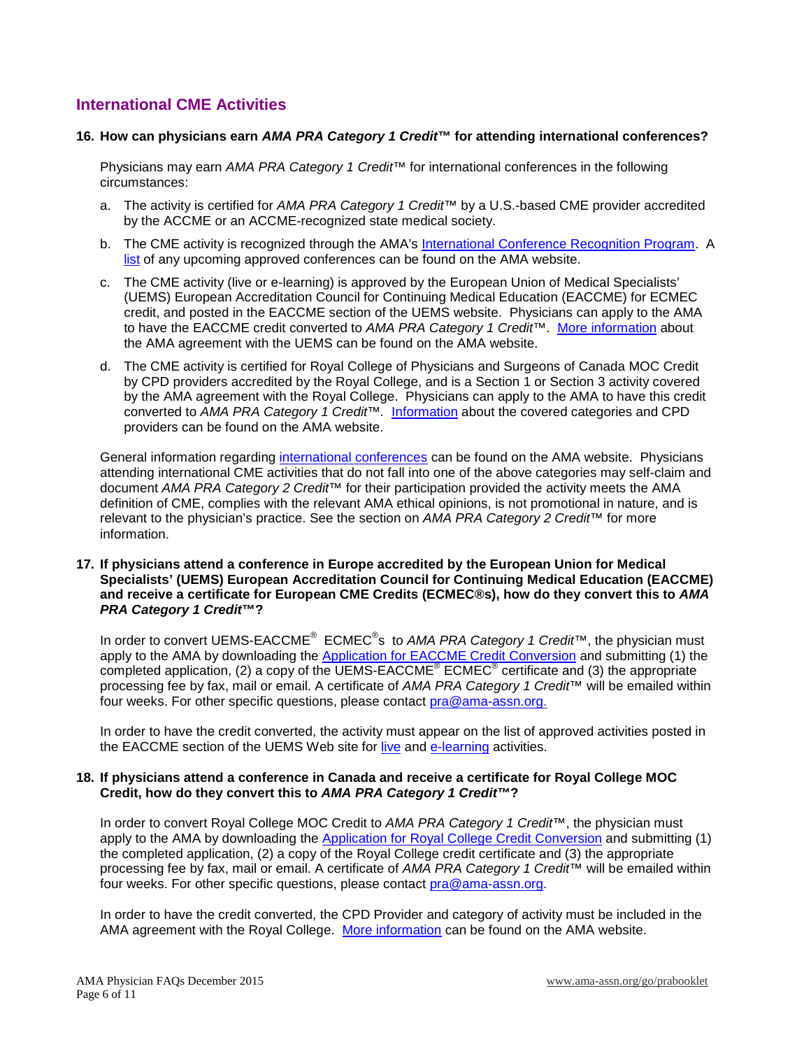## International CME Activities

**16. How can physicians earn *AMA PRA Category 1 Credit™* for attending international conferences?**

Physicians may earn *AMA PRA Category 1 Credit™* for international conferences in the following circumstances:

a. The activity is certified for *AMA PRA Category 1 Credit™* by a U.S.-based CME provider accredited by the ACCME or an ACCME-recognized state medical society.

b. The CME activity is recognized through the AMA's International Conference Recognition Program. A list of any upcoming approved conferences can be found on the AMA website.

c. The CME activity (live or e-learning) is approved by the European Union of Medical Specialists' (UEMS) European Accreditation Council for Continuing Medical Education (EACCME) for ECMEC credit, and posted in the EACCME section of the UEMS website. Physicians can apply to the AMA to have the EACCME credit converted to *AMA PRA Category 1 Credit™*. More information about the AMA agreement with the UEMS can be found on the AMA website.

d. The CME activity is certified for Royal College of Physicians and Surgeons of Canada MOC Credit by CPD providers accredited by the Royal College, and is a Section 1 or Section 3 activity covered by the AMA agreement with the Royal College. Physicians can apply to the AMA to have this credit converted to *AMA PRA Category 1 Credit™*. Information about the covered categories and CPD providers can be found on the AMA website.

General information regarding international conferences can be found on the AMA website. Physicians attending international CME activities that do not fall into one of the above categories may self-claim and document *AMA PRA Category 2 Credit™* for their participation provided the activity meets the AMA definition of CME, complies with the relevant AMA ethical opinions, is not promotional in nature, and is relevant to the physician's practice. See the section on *AMA PRA Category 2 Credit™* for more information.

**17. If physicians attend a conference in Europe accredited by the European Union for Medical Specialists' (UEMS) European Accreditation Council for Continuing Medical Education (EACCME) and receive a certificate for European CME Credits (ECMEC®s), how do they convert this to *AMA PRA Category 1 Credit™*?**

In order to convert UEMS-EACCME® ECMEC®s to *AMA PRA Category 1 Credit™*, the physician must apply to the AMA by downloading the Application for EACCME Credit Conversion and submitting (1) the completed application, (2) a copy of the UEMS-EACCME® ECMEC® certificate and (3) the appropriate processing fee by fax, mail or email. A certificate of *AMA PRA Category 1 Credit™* will be emailed within four weeks. For other specific questions, please contact pra@ama-assn.org.

In order to have the credit converted, the activity must appear on the list of approved activities posted in the EACCME section of the UEMS Web site for live and e-learning activities.

**18. If physicians attend a conference in Canada and receive a certificate for Royal College MOC Credit, how do they convert this to *AMA PRA Category 1 Credit™*?**

In order to convert Royal College MOC Credit to *AMA PRA Category 1 Credit™*, the physician must apply to the AMA by downloading the Application for Royal College Credit Conversion and submitting (1) the completed application, (2) a copy of the Royal College credit certificate and (3) the appropriate processing fee by fax, mail or email. A certificate of *AMA PRA Category 1 Credit™* will be emailed within four weeks. For other specific questions, please contact pra@ama-assn.org.

In order to have the credit converted, the CPD Provider and category of activity must be included in the AMA agreement with the Royal College. More information can be found on the AMA website.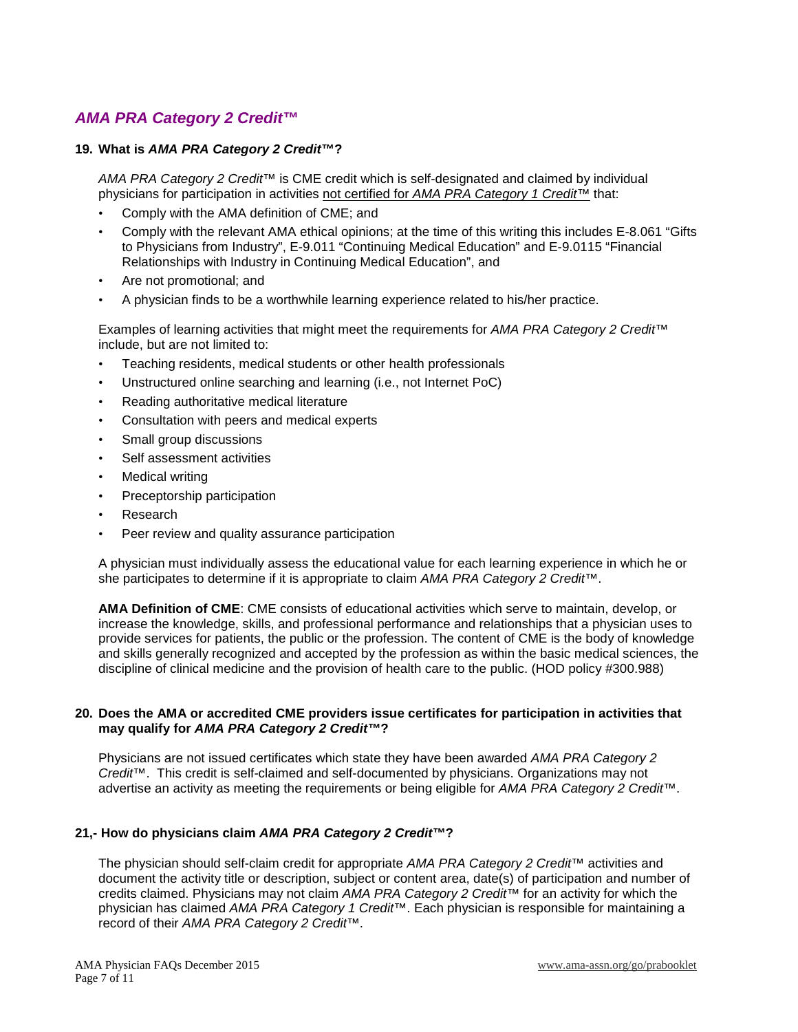## *AMA PRA Category 2 Credit™*

**19. What is *AMA PRA Category 2 Credit™?***

*AMA PRA Category 2 Credit™* is CME credit which is self-designated and claimed by individual physicians for participation in activities <u>not certified for *AMA PRA Category 1 Credit™*</u> that:

- Comply with the AMA definition of CME; and
- Comply with the relevant AMA ethical opinions; at the time of this writing this includes E-8.061 "Gifts to Physicians from Industry", E-9.011 "Continuing Medical Education" and E-9.0115 "Financial Relationships with Industry in Continuing Medical Education", and
- Are not promotional; and
- A physician finds to be a worthwhile learning experience related to his/her practice.

Examples of learning activities that might meet the requirements for *AMA PRA Category 2 Credit™* include, but are not limited to:

- Teaching residents, medical students or other health professionals
- Unstructured online searching and learning (i.e., not Internet PoC)
- Reading authoritative medical literature
- Consultation with peers and medical experts
- Small group discussions
- Self assessment activities
- Medical writing
- Preceptorship participation
- Research
- Peer review and quality assurance participation

A physician must individually assess the educational value for each learning experience in which he or she participates to determine if it is appropriate to claim *AMA PRA Category 2 Credit™*.

**AMA Definition of CME**: CME consists of educational activities which serve to maintain, develop, or increase the knowledge, skills, and professional performance and relationships that a physician uses to provide services for patients, the public or the profession. The content of CME is the body of knowledge and skills generally recognized and accepted by the profession as within the basic medical sciences, the discipline of clinical medicine and the provision of health care to the public. (HOD policy #300.988)

**20. Does the AMA or accredited CME providers issue certificates for participation in activities that may qualify for *AMA PRA Category 2 Credit™?***

Physicians are not issued certificates which state they have been awarded *AMA PRA Category 2 Credit™*. This credit is self-claimed and self-documented by physicians. Organizations may not advertise an activity as meeting the requirements or being eligible for *AMA PRA Category 2 Credit™*.

**21,- How do physicians claim *AMA PRA Category 2 Credit™?***

The physician should self-claim credit for appropriate *AMA PRA Category 2 Credit™* activities and document the activity title or description, subject or content area, date(s) of participation and number of credits claimed. Physicians may not claim *AMA PRA Category 2 Credit™* for an activity for which the physician has claimed *AMA PRA Category 1 Credit™*. Each physician is responsible for maintaining a record of their *AMA PRA Category 2 Credit™*.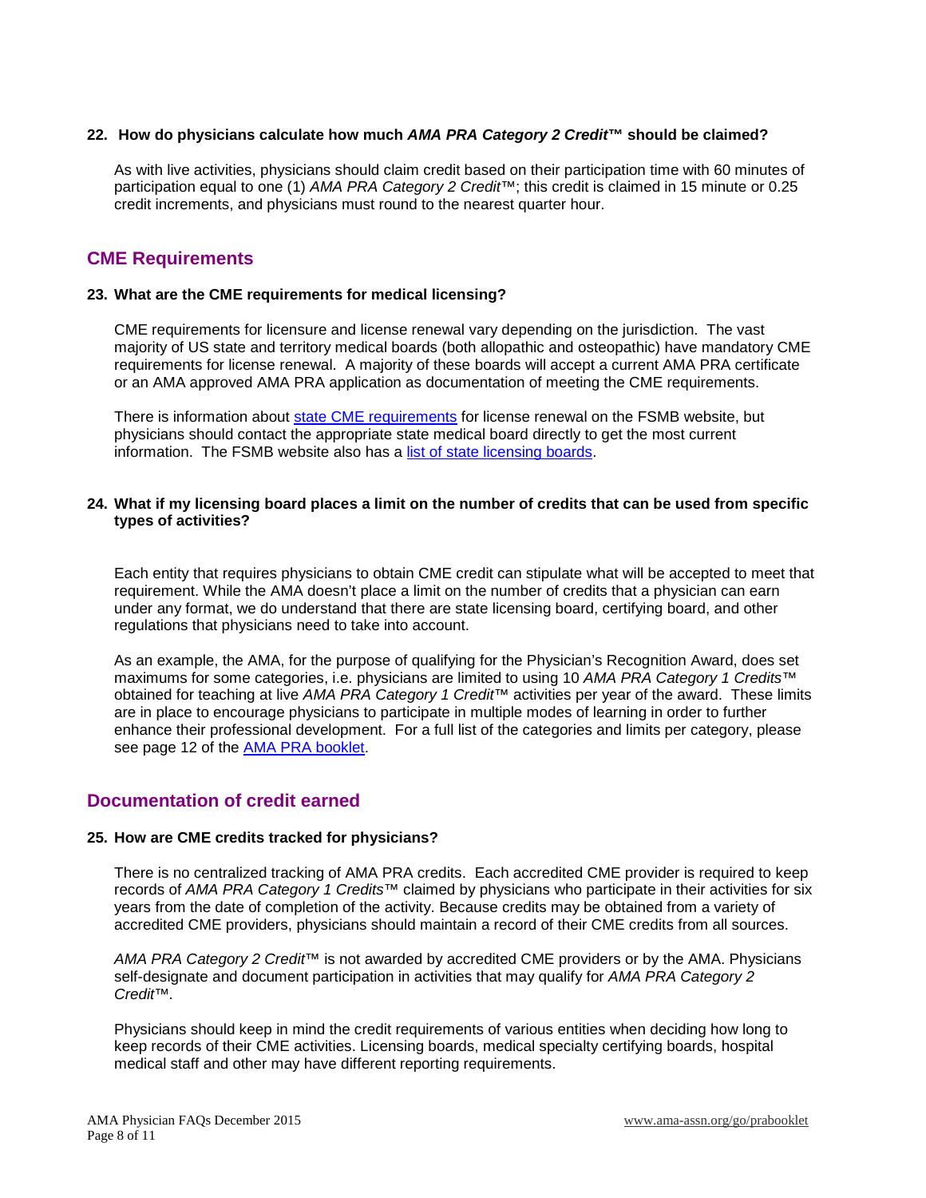**22. How do physicians calculate how much *AMA PRA Category 2 Credit*™ should be claimed?**

As with live activities, physicians should claim credit based on their participation time with 60 minutes of participation equal to one (1) *AMA PRA Category 2 Credit*™; this credit is claimed in 15 minute or 0.25 credit increments, and physicians must round to the nearest quarter hour.

## CME Requirements

**23. What are the CME requirements for medical licensing?**

CME requirements for licensure and license renewal vary depending on the jurisdiction. The vast majority of US state and territory medical boards (both allopathic and osteopathic) have mandatory CME requirements for license renewal. A majority of these boards will accept a current AMA PRA certificate or an AMA approved AMA PRA application as documentation of meeting the CME requirements.

There is information about state CME requirements for license renewal on the FSMB website, but physicians should contact the appropriate state medical board directly to get the most current information. The FSMB website also has a list of state licensing boards.

**24. What if my licensing board places a limit on the number of credits that can be used from specific types of activities?**

Each entity that requires physicians to obtain CME credit can stipulate what will be accepted to meet that requirement. While the AMA doesn't place a limit on the number of credits that a physician can earn under any format, we do understand that there are state licensing board, certifying board, and other regulations that physicians need to take into account.

As an example, the AMA, for the purpose of qualifying for the Physician's Recognition Award, does set maximums for some categories, i.e. physicians are limited to using 10 *AMA PRA Category 1 Credits*™ obtained for teaching at live *AMA PRA Category 1 Credit*™ activities per year of the award. These limits are in place to encourage physicians to participate in multiple modes of learning in order to further enhance their professional development. For a full list of the categories and limits per category, please see page 12 of the AMA PRA booklet.

## Documentation of credit earned

**25. How are CME credits tracked for physicians?**

There is no centralized tracking of AMA PRA credits. Each accredited CME provider is required to keep records of *AMA PRA Category 1 Credits*™ claimed by physicians who participate in their activities for six years from the date of completion of the activity. Because credits may be obtained from a variety of accredited CME providers, physicians should maintain a record of their CME credits from all sources.

*AMA PRA Category 2 Credit*™ is not awarded by accredited CME providers or by the AMA. Physicians self-designate and document participation in activities that may qualify for *AMA PRA Category 2 Credit*™.

Physicians should keep in mind the credit requirements of various entities when deciding how long to keep records of their CME activities. Licensing boards, medical specialty certifying boards, hospital medical staff and other may have different reporting requirements.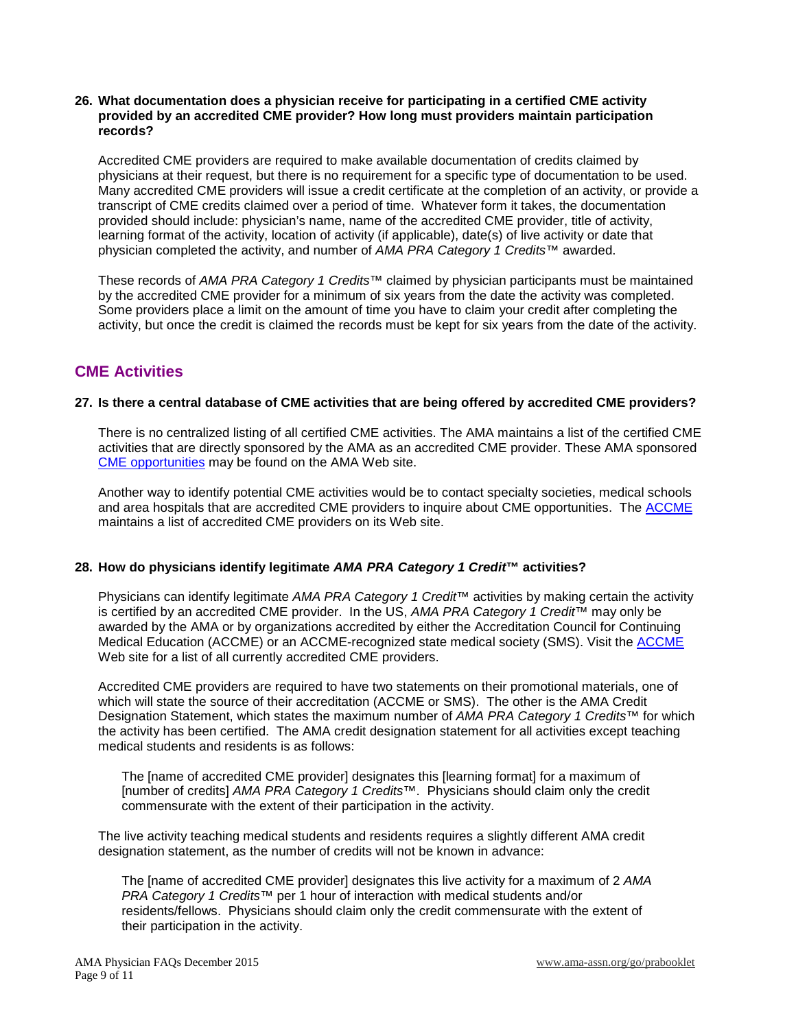**26. What documentation does a physician receive for participating in a certified CME activity provided by an accredited CME provider? How long must providers maintain participation records?**

Accredited CME providers are required to make available documentation of credits claimed by physicians at their request, but there is no requirement for a specific type of documentation to be used. Many accredited CME providers will issue a credit certificate at the completion of an activity, or provide a transcript of CME credits claimed over a period of time. Whatever form it takes, the documentation provided should include: physician's name, name of the accredited CME provider, title of activity, learning format of the activity, location of activity (if applicable), date(s) of live activity or date that physician completed the activity, and number of *AMA PRA Category 1 Credits*™ awarded.

These records of *AMA PRA Category 1 Credits*™ claimed by physician participants must be maintained by the accredited CME provider for a minimum of six years from the date the activity was completed. Some providers place a limit on the amount of time you have to claim your credit after completing the activity, but once the credit is claimed the records must be kept for six years from the date of the activity.

## CME Activities

**27. Is there a central database of CME activities that are being offered by accredited CME providers?**

There is no centralized listing of all certified CME activities. The AMA maintains a list of the certified CME activities that are directly sponsored by the AMA as an accredited CME provider. These AMA sponsored CME opportunities may be found on the AMA Web site.

Another way to identify potential CME activities would be to contact specialty societies, medical schools and area hospitals that are accredited CME providers to inquire about CME opportunities. The ACCME maintains a list of accredited CME providers on its Web site.

**28. How do physicians identify legitimate *AMA PRA Category 1 Credit*™ activities?**

Physicians can identify legitimate *AMA PRA Category 1 Credit*™ activities by making certain the activity is certified by an accredited CME provider. In the US, *AMA PRA Category 1 Credit*™ may only be awarded by the AMA or by organizations accredited by either the Accreditation Council for Continuing Medical Education (ACCME) or an ACCME-recognized state medical society (SMS). Visit the ACCME Web site for a list of all currently accredited CME providers.

Accredited CME providers are required to have two statements on their promotional materials, one of which will state the source of their accreditation (ACCME or SMS). The other is the AMA Credit Designation Statement, which states the maximum number of *AMA PRA Category 1 Credits*™ for which the activity has been certified. The AMA credit designation statement for all activities except teaching medical students and residents is as follows:

> The [name of accredited CME provider] designates this [learning format] for a maximum of [number of credits] *AMA PRA Category 1 Credits*™. Physicians should claim only the credit commensurate with the extent of their participation in the activity.

The live activity teaching medical students and residents requires a slightly different AMA credit designation statement, as the number of credits will not be known in advance:

> The [name of accredited CME provider] designates this live activity for a maximum of 2 *AMA PRA Category 1 Credits*™ per 1 hour of interaction with medical students and/or residents/fellows. Physicians should claim only the credit commensurate with the extent of their participation in the activity.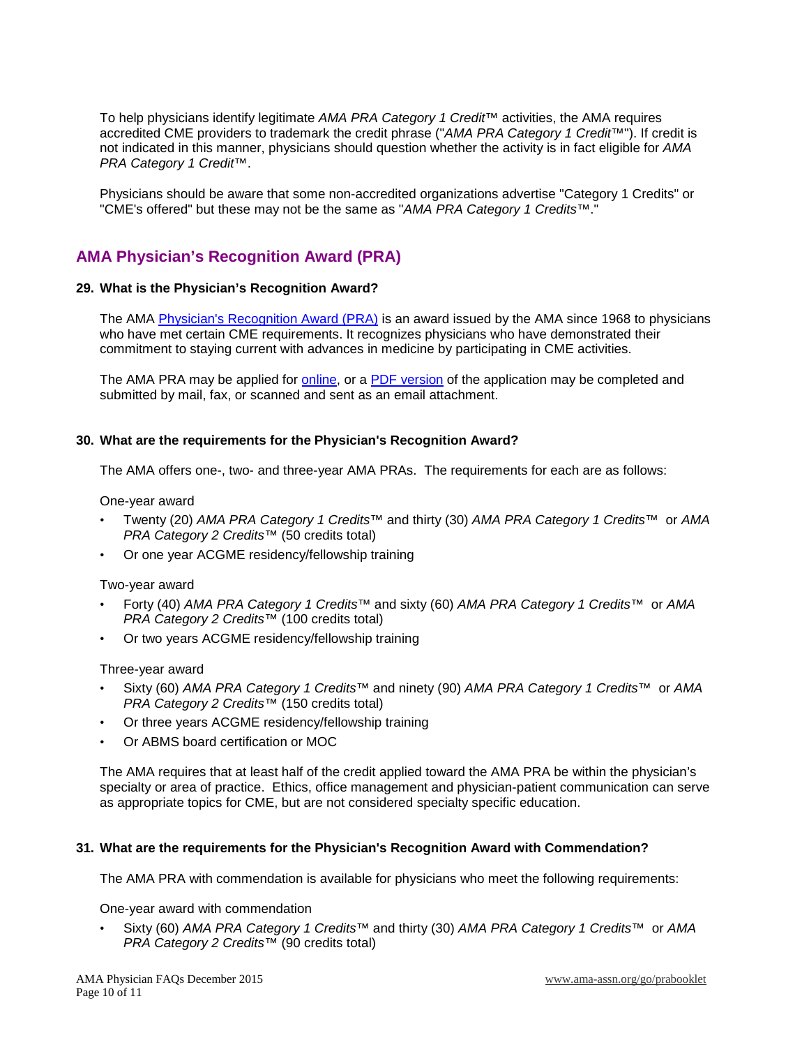To help physicians identify legitimate *AMA PRA Category 1 Credit*™ activities, the AMA requires accredited CME providers to trademark the credit phrase ("*AMA PRA Category 1 Credit*™"). If credit is not indicated in this manner, physicians should question whether the activity is in fact eligible for *AMA PRA Category 1 Credit*™.

Physicians should be aware that some non-accredited organizations advertise "Category 1 Credits" or "CME's offered" but these may not be the same as "*AMA PRA Category 1 Credits*™."

## AMA Physician's Recognition Award (PRA)

### 29. What is the Physician's Recognition Award?

The AMA [Physician's Recognition Award (PRA)]() is an award issued by the AMA since 1968 to physicians who have met certain CME requirements. It recognizes physicians who have demonstrated their commitment to staying current with advances in medicine by participating in CME activities.

The AMA PRA may be applied for [online](), or a [PDF version]() of the application may be completed and submitted by mail, fax, or scanned and sent as an email attachment.

### 30. What are the requirements for the Physician's Recognition Award?

The AMA offers one-, two- and three-year AMA PRAs. The requirements for each are as follows:

One-year award

- Twenty (20) *AMA PRA Category 1 Credits*™ and thirty (30) *AMA PRA Category 1 Credits*™ or *AMA PRA Category 2 Credits*™ (50 credits total)
- Or one year ACGME residency/fellowship training

Two-year award

- Forty (40) *AMA PRA Category 1 Credits*™ and sixty (60) *AMA PRA Category 1 Credits*™ or *AMA PRA Category 2 Credits*™ (100 credits total)
- Or two years ACGME residency/fellowship training

Three-year award

- Sixty (60) *AMA PRA Category 1 Credits*™ and ninety (90) *AMA PRA Category 1 Credits*™ or *AMA PRA Category 2 Credits*™ (150 credits total)
- Or three years ACGME residency/fellowship training
- Or ABMS board certification or MOC

The AMA requires that at least half of the credit applied toward the AMA PRA be within the physician's specialty or area of practice. Ethics, office management and physician-patient communication can serve as appropriate topics for CME, but are not considered specialty specific education.

### 31. What are the requirements for the Physician's Recognition Award with Commendation?

The AMA PRA with commendation is available for physicians who meet the following requirements:

One-year award with commendation

- Sixty (60) *AMA PRA Category 1 Credits*™ and thirty (30) *AMA PRA Category 1 Credits*™ or *AMA PRA Category 2 Credits*™ (90 credits total)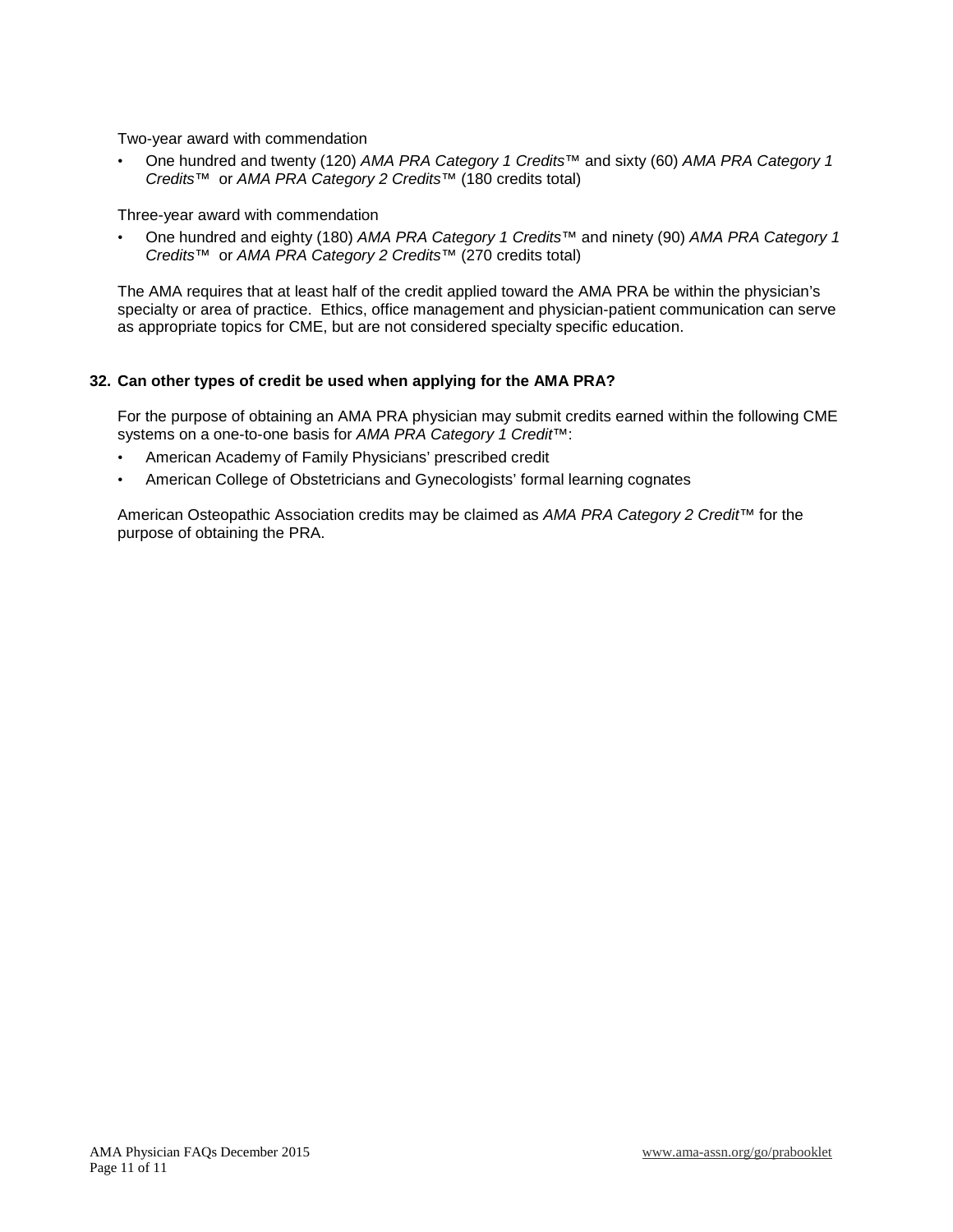Two-year award with commendation

- One hundred and twenty (120) *AMA PRA Category 1 Credits*™ and sixty (60) *AMA PRA Category 1 Credits*™ or *AMA PRA Category 2 Credits*™ (180 credits total)

Three-year award with commendation

- One hundred and eighty (180) *AMA PRA Category 1 Credits*™ and ninety (90) *AMA PRA Category 1 Credits*™ or *AMA PRA Category 2 Credits*™ (270 credits total)

The AMA requires that at least half of the credit applied toward the AMA PRA be within the physician's specialty or area of practice. Ethics, office management and physician-patient communication can serve as appropriate topics for CME, but are not considered specialty specific education.

**32. Can other types of credit be used when applying for the AMA PRA?**

For the purpose of obtaining an AMA PRA physician may submit credits earned within the following CME systems on a one-to-one basis for *AMA PRA Category 1 Credit*™:

- American Academy of Family Physicians' prescribed credit
- American College of Obstetricians and Gynecologists' formal learning cognates

American Osteopathic Association credits may be claimed as *AMA PRA Category 2 Credit*™ for the purpose of obtaining the PRA.